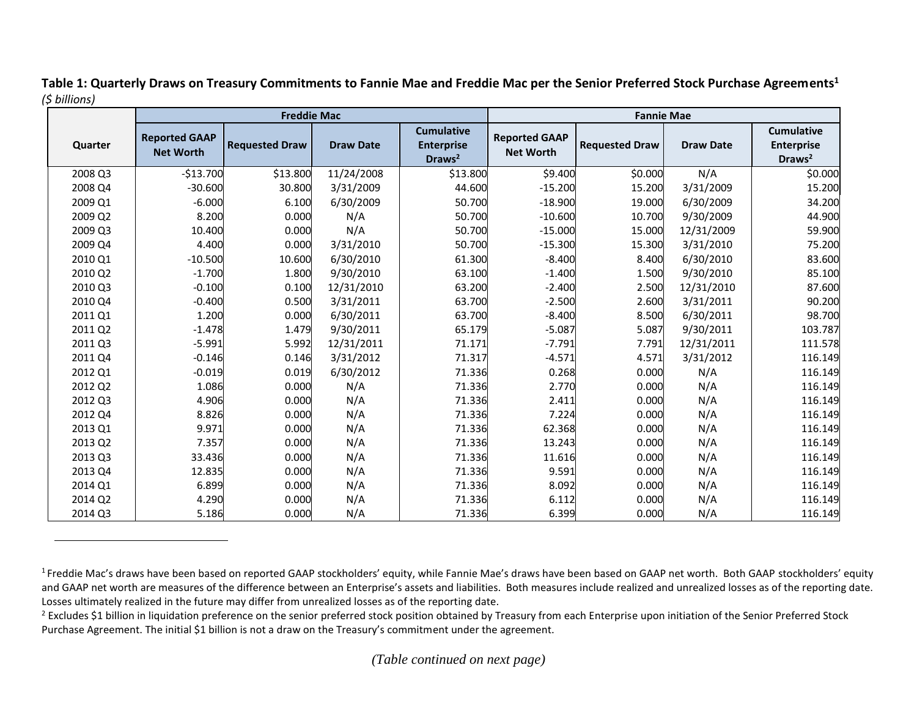**Table 1: Quarterly Draws on Treasury Commitments to Fannie Mae and Freddie Mac per the Senior Preferred Stock Purchase Agreements[1]**

*($ billions)*

| | Freddie Mac | | | | Fannie Mae | | | |
|---|---|---|---|---|---|---|---|---|
| Quarter | Reported GAAP Net Worth | Requested Draw | Draw Date | Cumulative Enterprise Draws[2] | Reported GAAP Net Worth | Requested Draw | Draw Date | Cumulative Enterprise Draws[2] |
| 2008 Q3 | -$13.700 | $13.800 | 11/24/2008 | $13.800 | $9.400 | $0.000 | N/A | $0.000 |
| 2008 Q4 | -30.600 | 30.800 | 3/31/2009 | 44.600 | -15.200 | 15.200 | 3/31/2009 | 15.200 |
| 2009 Q1 | -6.000 | 6.100 | 6/30/2009 | 50.700 | -18.900 | 19.000 | 6/30/2009 | 34.200 |
| 2009 Q2 | 8.200 | 0.000 | N/A | 50.700 | -10.600 | 10.700 | 9/30/2009 | 44.900 |
| 2009 Q3 | 10.400 | 0.000 | N/A | 50.700 | -15.000 | 15.000 | 12/31/2009 | 59.900 |
| 2009 Q4 | 4.400 | 0.000 | 3/31/2010 | 50.700 | -15.300 | 15.300 | 3/31/2010 | 75.200 |
| 2010 Q1 | -10.500 | 10.600 | 6/30/2010 | 61.300 | -8.400 | 8.400 | 6/30/2010 | 83.600 |
| 2010 Q2 | -1.700 | 1.800 | 9/30/2010 | 63.100 | -1.400 | 1.500 | 9/30/2010 | 85.100 |
| 2010 Q3 | -0.100 | 0.100 | 12/31/2010 | 63.200 | -2.400 | 2.500 | 12/31/2010 | 87.600 |
| 2010 Q4 | -0.400 | 0.500 | 3/31/2011 | 63.700 | -2.500 | 2.600 | 3/31/2011 | 90.200 |
| 2011 Q1 | 1.200 | 0.000 | 6/30/2011 | 63.700 | -8.400 | 8.500 | 6/30/2011 | 98.700 |
| 2011 Q2 | -1.478 | 1.479 | 9/30/2011 | 65.179 | -5.087 | 5.087 | 9/30/2011 | 103.787 |
| 2011 Q3 | -5.991 | 5.992 | 12/31/2011 | 71.171 | -7.791 | 7.791 | 12/31/2011 | 111.578 |
| 2011 Q4 | -0.146 | 0.146 | 3/31/2012 | 71.317 | -4.571 | 4.571 | 3/31/2012 | 116.149 |
| 2012 Q1 | -0.019 | 0.019 | 6/30/2012 | 71.336 | 0.268 | 0.000 | N/A | 116.149 |
| 2012 Q2 | 1.086 | 0.000 | N/A | 71.336 | 2.770 | 0.000 | N/A | 116.149 |
| 2012 Q3 | 4.906 | 0.000 | N/A | 71.336 | 2.411 | 0.000 | N/A | 116.149 |
| 2012 Q4 | 8.826 | 0.000 | N/A | 71.336 | 7.224 | 0.000 | N/A | 116.149 |
| 2013 Q1 | 9.971 | 0.000 | N/A | 71.336 | 62.368 | 0.000 | N/A | 116.149 |
| 2013 Q2 | 7.357 | 0.000 | N/A | 71.336 | 13.243 | 0.000 | N/A | 116.149 |
| 2013 Q3 | 33.436 | 0.000 | N/A | 71.336 | 11.616 | 0.000 | N/A | 116.149 |
| 2013 Q4 | 12.835 | 0.000 | N/A | 71.336 | 9.591 | 0.000 | N/A | 116.149 |
| 2014 Q1 | 6.899 | 0.000 | N/A | 71.336 | 8.092 | 0.000 | N/A | 116.149 |
| 2014 Q2 | 4.290 | 0.000 | N/A | 71.336 | 6.112 | 0.000 | N/A | 116.149 |
| 2014 Q3 | 5.186 | 0.000 | N/A | 71.336 | 6.399 | 0.000 | N/A | 116.149 |

[1] Freddie Mac's draws have been based on reported GAAP stockholders' equity, while Fannie Mae's draws have been based on GAAP net worth. Both GAAP stockholders' equity and GAAP net worth are measures of the difference between an Enterprise's assets and liabilities. Both measures include realized and unrealized losses as of the reporting date. Losses ultimately realized in the future may differ from unrealized losses as of the reporting date.

[2] Excludes $1 billion in liquidation preference on the senior preferred stock position obtained by Treasury from each Enterprise upon initiation of the Senior Preferred Stock Purchase Agreement. The initial $1 billion is not a draw on the Treasury's commitment under the agreement.

*(Table continued on next page)*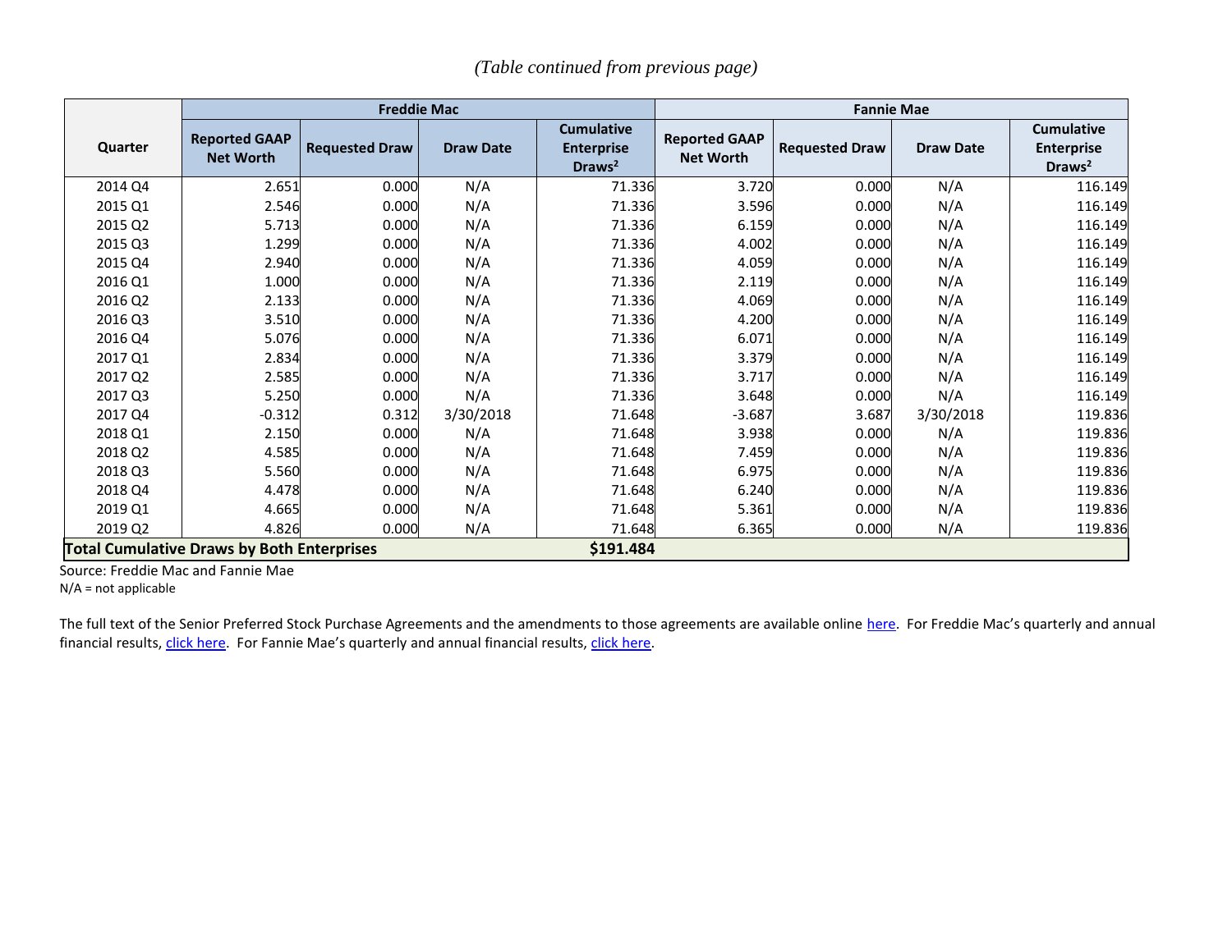*(Table continued from previous page)*

| Quarter | Freddie Mac | | | | Fannie Mae | | | |
|---|---|---|---|---|---|---|---|---|
| | Reported GAAP Net Worth | Requested Draw | Draw Date | Cumulative Enterprise Draws[2] | Reported GAAP Net Worth | Requested Draw | Draw Date | Cumulative Enterprise Draws[2] |
| 2014 Q4 | 2.651 | 0.000 | N/A | 71.336 | 3.720 | 0.000 | N/A | 116.149 |
| 2015 Q1 | 2.546 | 0.000 | N/A | 71.336 | 3.596 | 0.000 | N/A | 116.149 |
| 2015 Q2 | 5.713 | 0.000 | N/A | 71.336 | 6.159 | 0.000 | N/A | 116.149 |
| 2015 Q3 | 1.299 | 0.000 | N/A | 71.336 | 4.002 | 0.000 | N/A | 116.149 |
| 2015 Q4 | 2.940 | 0.000 | N/A | 71.336 | 4.059 | 0.000 | N/A | 116.149 |
| 2016 Q1 | 1.000 | 0.000 | N/A | 71.336 | 2.119 | 0.000 | N/A | 116.149 |
| 2016 Q2 | 2.133 | 0.000 | N/A | 71.336 | 4.069 | 0.000 | N/A | 116.149 |
| 2016 Q3 | 3.510 | 0.000 | N/A | 71.336 | 4.200 | 0.000 | N/A | 116.149 |
| 2016 Q4 | 5.076 | 0.000 | N/A | 71.336 | 6.071 | 0.000 | N/A | 116.149 |
| 2017 Q1 | 2.834 | 0.000 | N/A | 71.336 | 3.379 | 0.000 | N/A | 116.149 |
| 2017 Q2 | 2.585 | 0.000 | N/A | 71.336 | 3.717 | 0.000 | N/A | 116.149 |
| 2017 Q3 | 5.250 | 0.000 | N/A | 71.336 | 3.648 | 0.000 | N/A | 116.149 |
| 2017 Q4 | -0.312 | 0.312 | 3/30/2018 | 71.648 | -3.687 | 3.687 | 3/30/2018 | 119.836 |
| 2018 Q1 | 2.150 | 0.000 | N/A | 71.648 | 3.938 | 0.000 | N/A | 119.836 |
| 2018 Q2 | 4.585 | 0.000 | N/A | 71.648 | 7.459 | 0.000 | N/A | 119.836 |
| 2018 Q3 | 5.560 | 0.000 | N/A | 71.648 | 6.975 | 0.000 | N/A | 119.836 |
| 2018 Q4 | 4.478 | 0.000 | N/A | 71.648 | 6.240 | 0.000 | N/A | 119.836 |
| 2019 Q1 | 4.665 | 0.000 | N/A | 71.648 | 5.361 | 0.000 | N/A | 119.836 |
| 2019 Q2 | 4.826 | 0.000 | N/A | 71.648 | 6.365 | 0.000 | N/A | 119.836 |
| **Total Cumulative Draws by Both Enterprises** | | | | **$191.484** | | | | |

Source: Freddie Mac and Fannie Mae

N/A = not applicable

The full text of the Senior Preferred Stock Purchase Agreements and the amendments to those agreements are available online here. For Freddie Mac's quarterly and annual financial results, click here. For Fannie Mae's quarterly and annual financial results, click here.